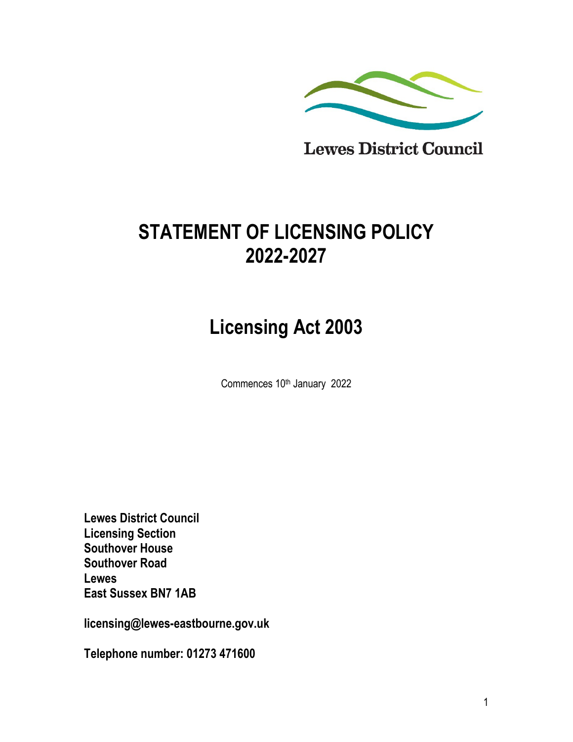Lewes District Council

# STATEMENT OF LICENSING POLICY 2022-2027

# Licensing Act 2003

Commences 10th January 2022

**Lewes District Council**
**Licensing Section**
**Southover House**
**Southover Road**
**Lewes**
**East Sussex BN7 1AB**

**licensing@lewes-eastbourne.gov.uk**

**Telephone number: 01273 471600**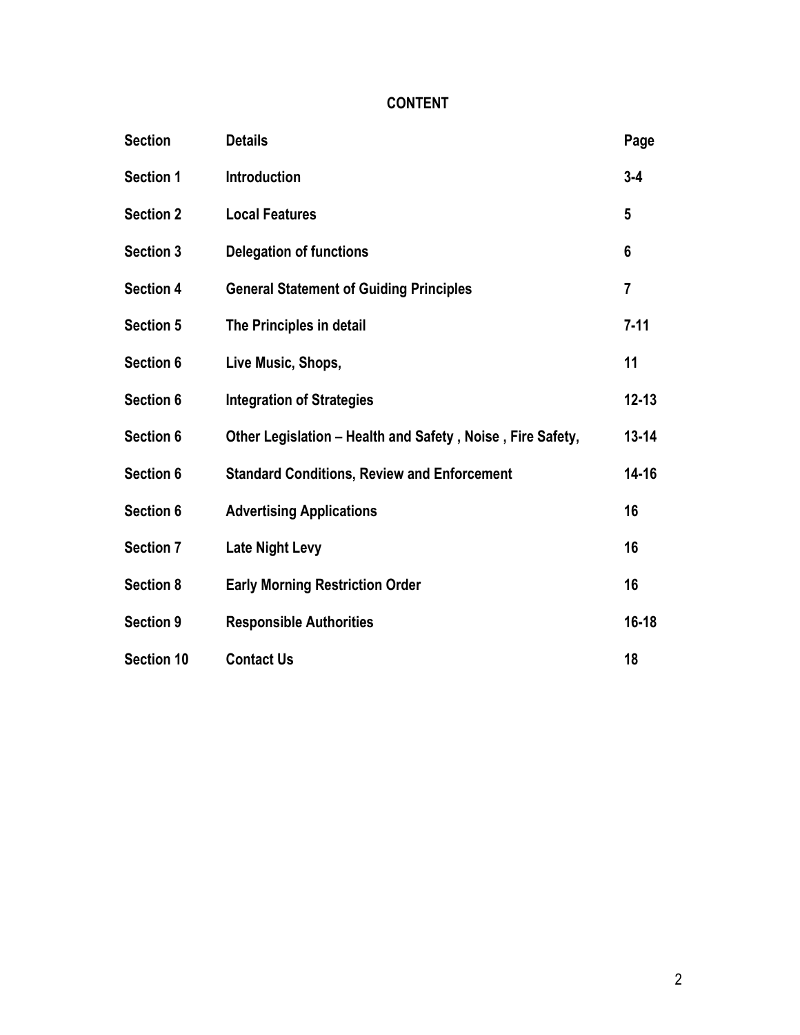# CONTENT

| Section | Details | Page |
|---|---|---|
| Section 1 | Introduction | 3-4 |
| Section 2 | Local Features | 5 |
| Section 3 | Delegation of functions | 6 |
| Section 4 | General Statement of Guiding Principles | 7 |
| Section 5 | The Principles in detail | 7-11 |
| Section 6 | Live Music, Shops, | 11 |
| Section 6 | Integration of Strategies | 12-13 |
| Section 6 | Other Legislation – Health and Safety , Noise , Fire Safety, | 13-14 |
| Section 6 | Standard Conditions, Review and Enforcement | 14-16 |
| Section 6 | Advertising Applications | 16 |
| Section 7 | Late Night Levy | 16 |
| Section 8 | Early Morning Restriction Order | 16 |
| Section 9 | Responsible Authorities | 16-18 |
| Section 10 | Contact Us | 18 |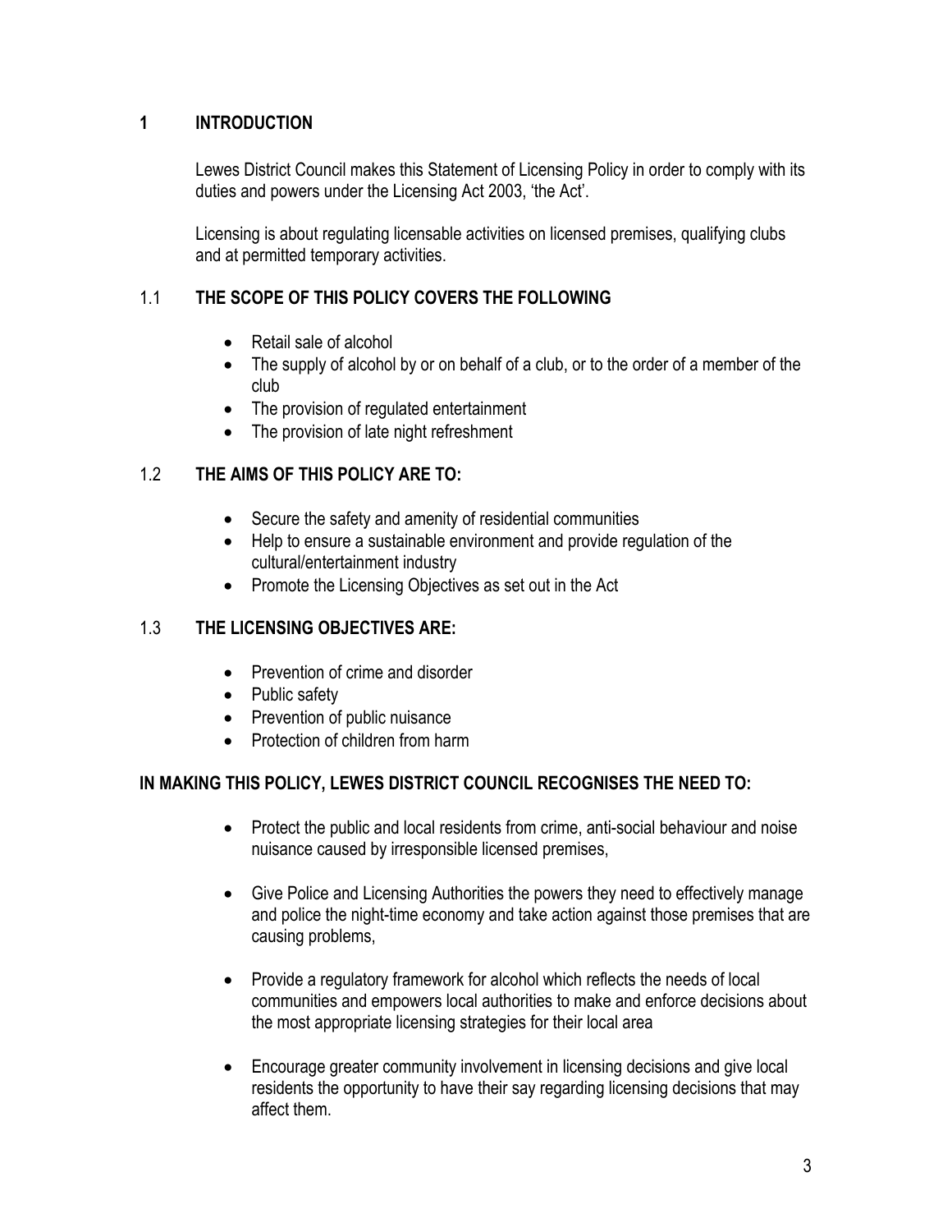# 1 INTRODUCTION

Lewes District Council makes this Statement of Licensing Policy in order to comply with its duties and powers under the Licensing Act 2003, 'the Act'.

Licensing is about regulating licensable activities on licensed premises, qualifying clubs and at permitted temporary activities.

## 1.1 THE SCOPE OF THIS POLICY COVERS THE FOLLOWING

- Retail sale of alcohol
- The supply of alcohol by or on behalf of a club, or to the order of a member of the club
- The provision of regulated entertainment
- The provision of late night refreshment

## 1.2 THE AIMS OF THIS POLICY ARE TO:

- Secure the safety and amenity of residential communities
- Help to ensure a sustainable environment and provide regulation of the cultural/entertainment industry
- Promote the Licensing Objectives as set out in the Act

## 1.3 THE LICENSING OBJECTIVES ARE:

- Prevention of crime and disorder
- Public safety
- Prevention of public nuisance
- Protection of children from harm

**IN MAKING THIS POLICY, LEWES DISTRICT COUNCIL RECOGNISES THE NEED TO:**

- Protect the public and local residents from crime, anti-social behaviour and noise nuisance caused by irresponsible licensed premises,
- Give Police and Licensing Authorities the powers they need to effectively manage and police the night-time economy and take action against those premises that are causing problems,
- Provide a regulatory framework for alcohol which reflects the needs of local communities and empowers local authorities to make and enforce decisions about the most appropriate licensing strategies for their local area
- Encourage greater community involvement in licensing decisions and give local residents the opportunity to have their say regarding licensing decisions that may affect them.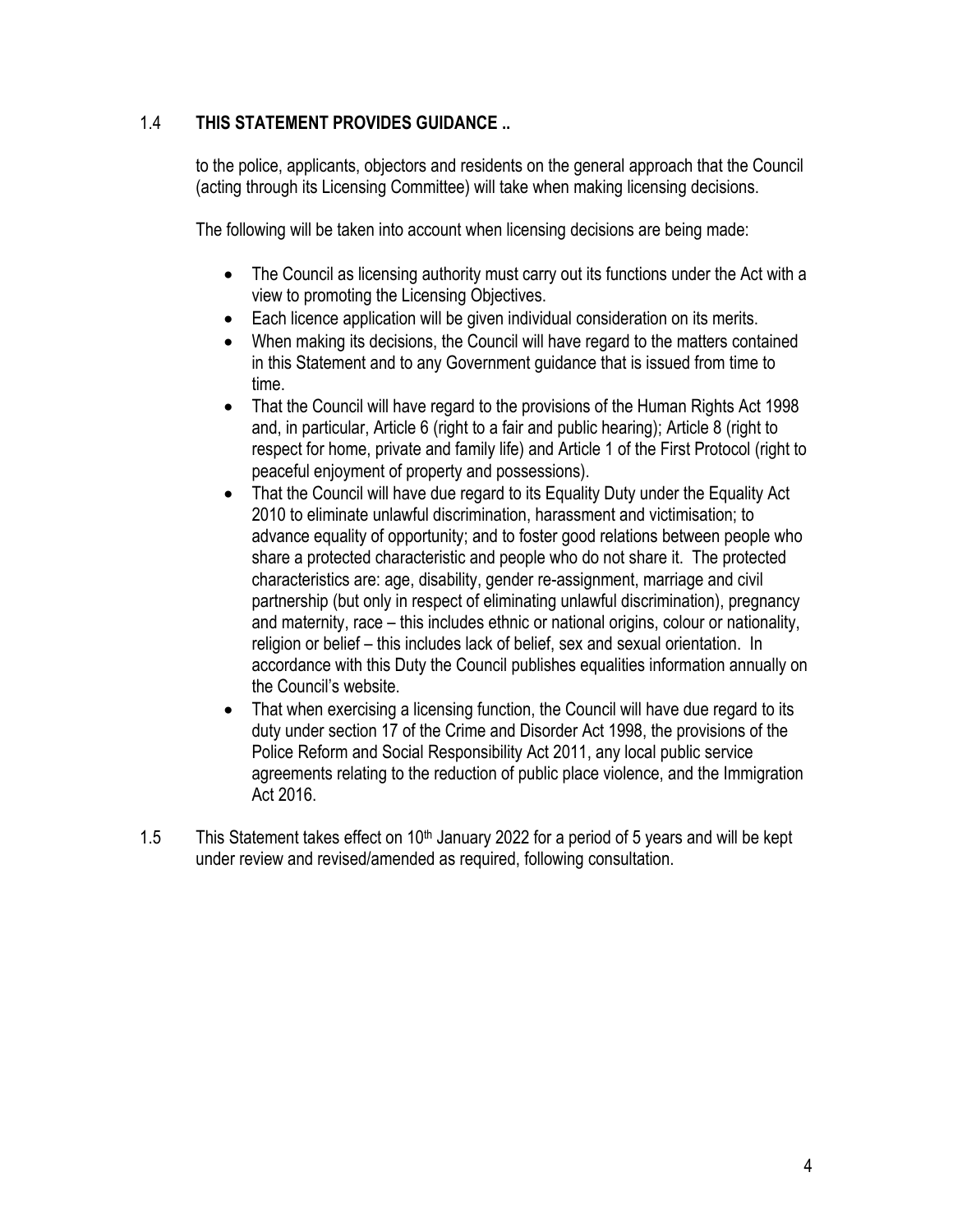## 1.4 THIS STATEMENT PROVIDES GUIDANCE ..

to the police, applicants, objectors and residents on the general approach that the Council (acting through its Licensing Committee) will take when making licensing decisions.

The following will be taken into account when licensing decisions are being made:

- The Council as licensing authority must carry out its functions under the Act with a view to promoting the Licensing Objectives.
- Each licence application will be given individual consideration on its merits.
- When making its decisions, the Council will have regard to the matters contained in this Statement and to any Government guidance that is issued from time to time.
- That the Council will have regard to the provisions of the Human Rights Act 1998 and, in particular, Article 6 (right to a fair and public hearing); Article 8 (right to respect for home, private and family life) and Article 1 of the First Protocol (right to peaceful enjoyment of property and possessions).
- That the Council will have due regard to its Equality Duty under the Equality Act 2010 to eliminate unlawful discrimination, harassment and victimisation; to advance equality of opportunity; and to foster good relations between people who share a protected characteristic and people who do not share it. The protected characteristics are: age, disability, gender re-assignment, marriage and civil partnership (but only in respect of eliminating unlawful discrimination), pregnancy and maternity, race – this includes ethnic or national origins, colour or nationality, religion or belief – this includes lack of belief, sex and sexual orientation. In accordance with this Duty the Council publishes equalities information annually on the Council's website.
- That when exercising a licensing function, the Council will have due regard to its duty under section 17 of the Crime and Disorder Act 1998, the provisions of the Police Reform and Social Responsibility Act 2011, any local public service agreements relating to the reduction of public place violence, and the Immigration Act 2016.

1.5 This Statement takes effect on 10th January 2022 for a period of 5 years and will be kept under review and revised/amended as required, following consultation.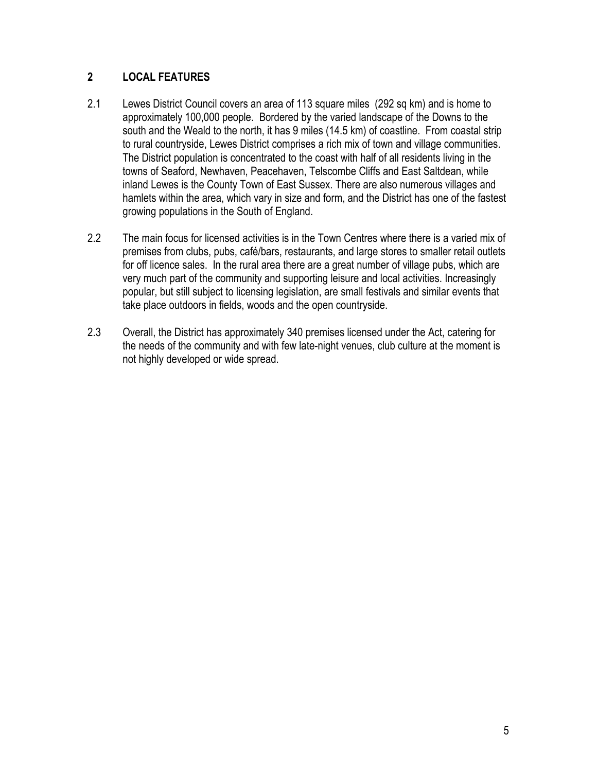## 2 LOCAL FEATURES

2.1 Lewes District Council covers an area of 113 square miles (292 sq km) and is home to approximately 100,000 people. Bordered by the varied landscape of the Downs to the south and the Weald to the north, it has 9 miles (14.5 km) of coastline. From coastal strip to rural countryside, Lewes District comprises a rich mix of town and village communities. The District population is concentrated to the coast with half of all residents living in the towns of Seaford, Newhaven, Peacehaven, Telscombe Cliffs and East Saltdean, while inland Lewes is the County Town of East Sussex. There are also numerous villages and hamlets within the area, which vary in size and form, and the District has one of the fastest growing populations in the South of England.

2.2 The main focus for licensed activities is in the Town Centres where there is a varied mix of premises from clubs, pubs, café/bars, restaurants, and large stores to smaller retail outlets for off licence sales. In the rural area there are a great number of village pubs, which are very much part of the community and supporting leisure and local activities. Increasingly popular, but still subject to licensing legislation, are small festivals and similar events that take place outdoors in fields, woods and the open countryside.

2.3 Overall, the District has approximately 340 premises licensed under the Act, catering for the needs of the community and with few late-night venues, club culture at the moment is not highly developed or wide spread.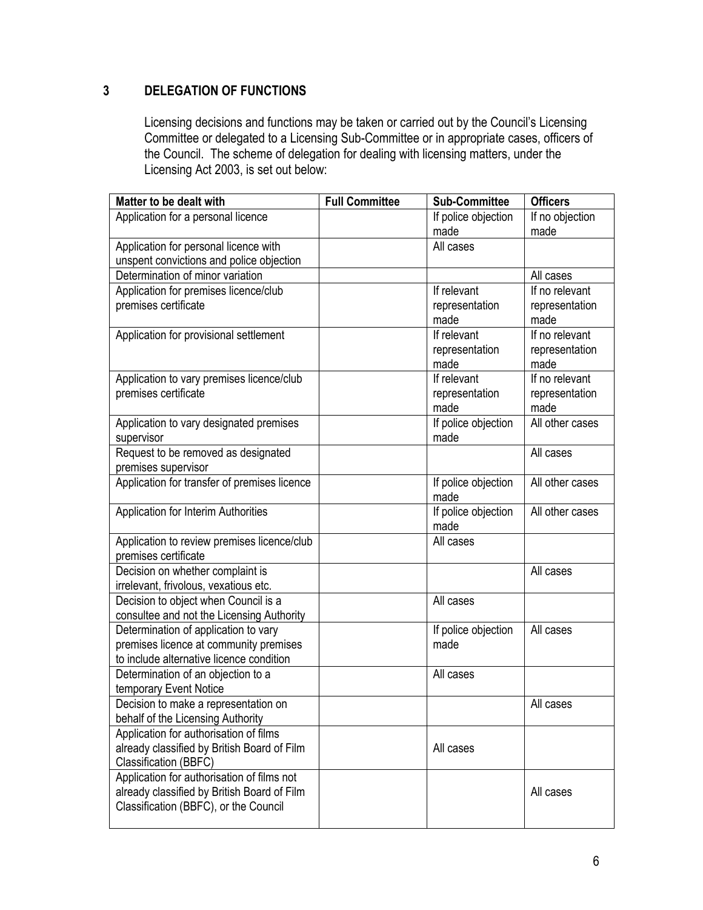## 3 DELEGATION OF FUNCTIONS

Licensing decisions and functions may be taken or carried out by the Council's Licensing Committee or delegated to a Licensing Sub-Committee or in appropriate cases, officers of the Council. The scheme of delegation for dealing with licensing matters, under the Licensing Act 2003, is set out below:

| Matter to be dealt with | Full Committee | Sub-Committee | Officers |
|---|---|---|---|
| Application for a personal licence | | If police objection made | If no objection made |
| Application for personal licence with unspent convictions and police objection | | All cases | |
| Determination of minor variation | | | All cases |
| Application for premises licence/club premises certificate | | If relevant representation made | If no relevant representation made |
| Application for provisional settlement | | If relevant representation made | If no relevant representation made |
| Application to vary premises licence/club premises certificate | | If relevant representation made | If no relevant representation made |
| Application to vary designated premises supervisor | | If police objection made | All other cases |
| Request to be removed as designated premises supervisor | | | All cases |
| Application for transfer of premises licence | | If police objection made | All other cases |
| Application for Interim Authorities | | If police objection made | All other cases |
| Application to review premises licence/club premises certificate | | All cases | |
| Decision on whether complaint is irrelevant, frivolous, vexatious etc. | | | All cases |
| Decision to object when Council is a consultee and not the Licensing Authority | | All cases | |
| Determination of application to vary premises licence at community premises to include alternative licence condition | | If police objection made | All cases |
| Determination of an objection to a temporary Event Notice | | All cases | |
| Decision to make a representation on behalf of the Licensing Authority | | | All cases |
| Application for authorisation of films already classified by British Board of Film Classification (BBFC) | | All cases | |
| Application for authorisation of films not already classified by British Board of Film Classification (BBFC), or the Council | | | All cases |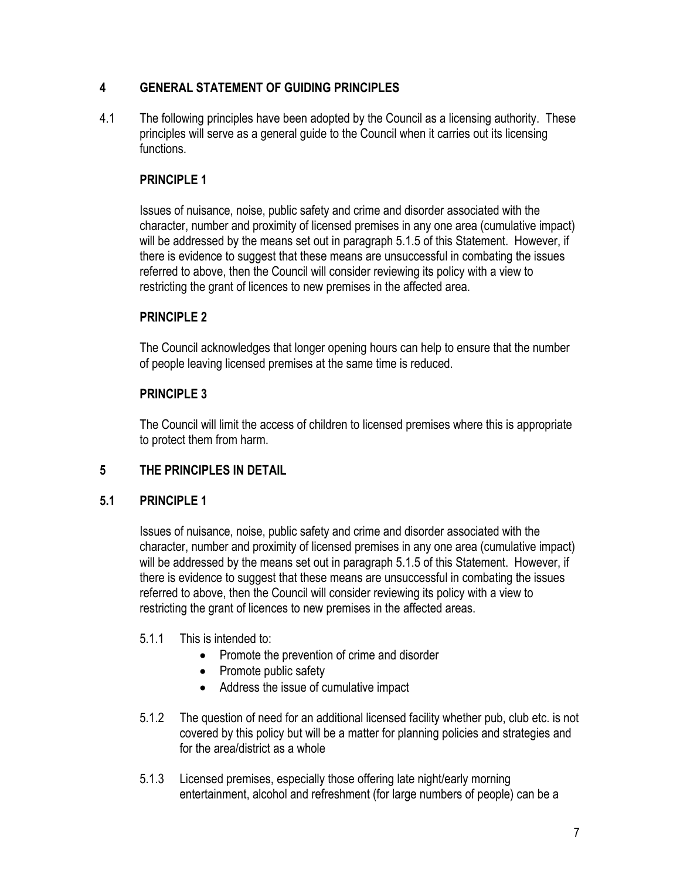## 4 GENERAL STATEMENT OF GUIDING PRINCIPLES

4.1 The following principles have been adopted by the Council as a licensing authority. These principles will serve as a general guide to the Council when it carries out its licensing functions.

**PRINCIPLE 1**

Issues of nuisance, noise, public safety and crime and disorder associated with the character, number and proximity of licensed premises in any one area (cumulative impact) will be addressed by the means set out in paragraph 5.1.5 of this Statement. However, if there is evidence to suggest that these means are unsuccessful in combating the issues referred to above, then the Council will consider reviewing its policy with a view to restricting the grant of licences to new premises in the affected area.

**PRINCIPLE 2**

The Council acknowledges that longer opening hours can help to ensure that the number of people leaving licensed premises at the same time is reduced.

**PRINCIPLE 3**

The Council will limit the access of children to licensed premises where this is appropriate to protect them from harm.

## 5 THE PRINCIPLES IN DETAIL

### 5.1 PRINCIPLE 1

Issues of nuisance, noise, public safety and crime and disorder associated with the character, number and proximity of licensed premises in any one area (cumulative impact) will be addressed by the means set out in paragraph 5.1.5 of this Statement. However, if there is evidence to suggest that these means are unsuccessful in combating the issues referred to above, then the Council will consider reviewing its policy with a view to restricting the grant of licences to new premises in the affected areas.

5.1.1 This is intended to:

- Promote the prevention of crime and disorder
- Promote public safety
- Address the issue of cumulative impact

5.1.2 The question of need for an additional licensed facility whether pub, club etc. is not covered by this policy but will be a matter for planning policies and strategies and for the area/district as a whole

5.1.3 Licensed premises, especially those offering late night/early morning entertainment, alcohol and refreshment (for large numbers of people) can be a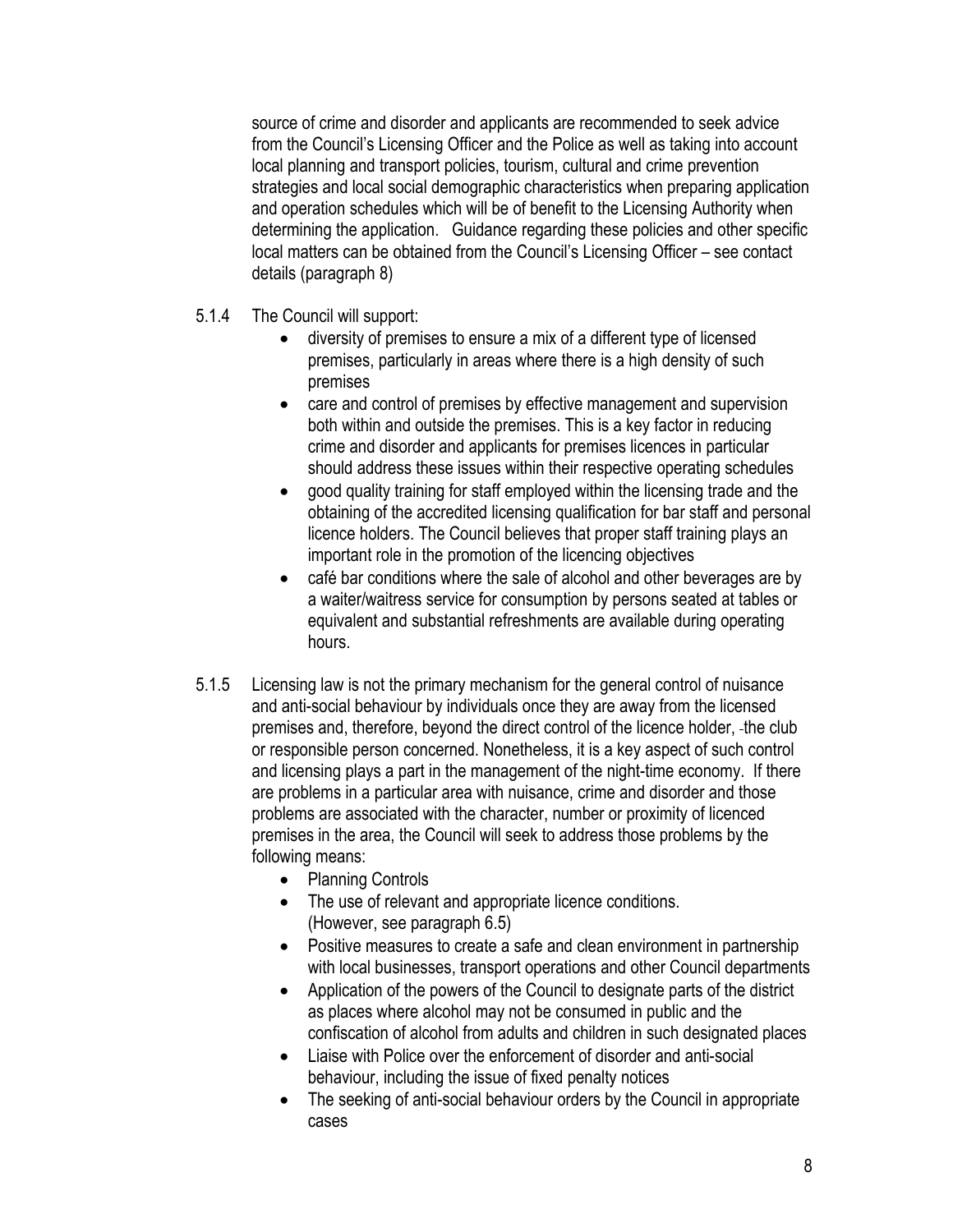source of crime and disorder and applicants are recommended to seek advice from the Council's Licensing Officer and the Police as well as taking into account local planning and transport policies, tourism, cultural and crime prevention strategies and local social demographic characteristics when preparing application and operation schedules which will be of benefit to the Licensing Authority when determining the application. Guidance regarding these policies and other specific local matters can be obtained from the Council's Licensing Officer – see contact details (paragraph 8)

5.1.4 The Council will support:

- diversity of premises to ensure a mix of a different type of licensed premises, particularly in areas where there is a high density of such premises
- care and control of premises by effective management and supervision both within and outside the premises. This is a key factor in reducing crime and disorder and applicants for premises licences in particular should address these issues within their respective operating schedules
- good quality training for staff employed within the licensing trade and the obtaining of the accredited licensing qualification for bar staff and personal licence holders. The Council believes that proper staff training plays an important role in the promotion of the licencing objectives
- café bar conditions where the sale of alcohol and other beverages are by a waiter/waitress service for consumption by persons seated at tables or equivalent and substantial refreshments are available during operating hours.

5.1.5 Licensing law is not the primary mechanism for the general control of nuisance and anti-social behaviour by individuals once they are away from the licensed premises and, therefore, beyond the direct control of the licence holder, the club or responsible person concerned. Nonetheless, it is a key aspect of such control and licensing plays a part in the management of the night-time economy. If there are problems in a particular area with nuisance, crime and disorder and those problems are associated with the character, number or proximity of licenced premises in the area, the Council will seek to address those problems by the following means:

- Planning Controls
- The use of relevant and appropriate licence conditions. (However, see paragraph 6.5)
- Positive measures to create a safe and clean environment in partnership with local businesses, transport operations and other Council departments
- Application of the powers of the Council to designate parts of the district as places where alcohol may not be consumed in public and the confiscation of alcohol from adults and children in such designated places
- Liaise with Police over the enforcement of disorder and anti-social behaviour, including the issue of fixed penalty notices
- The seeking of anti-social behaviour orders by the Council in appropriate cases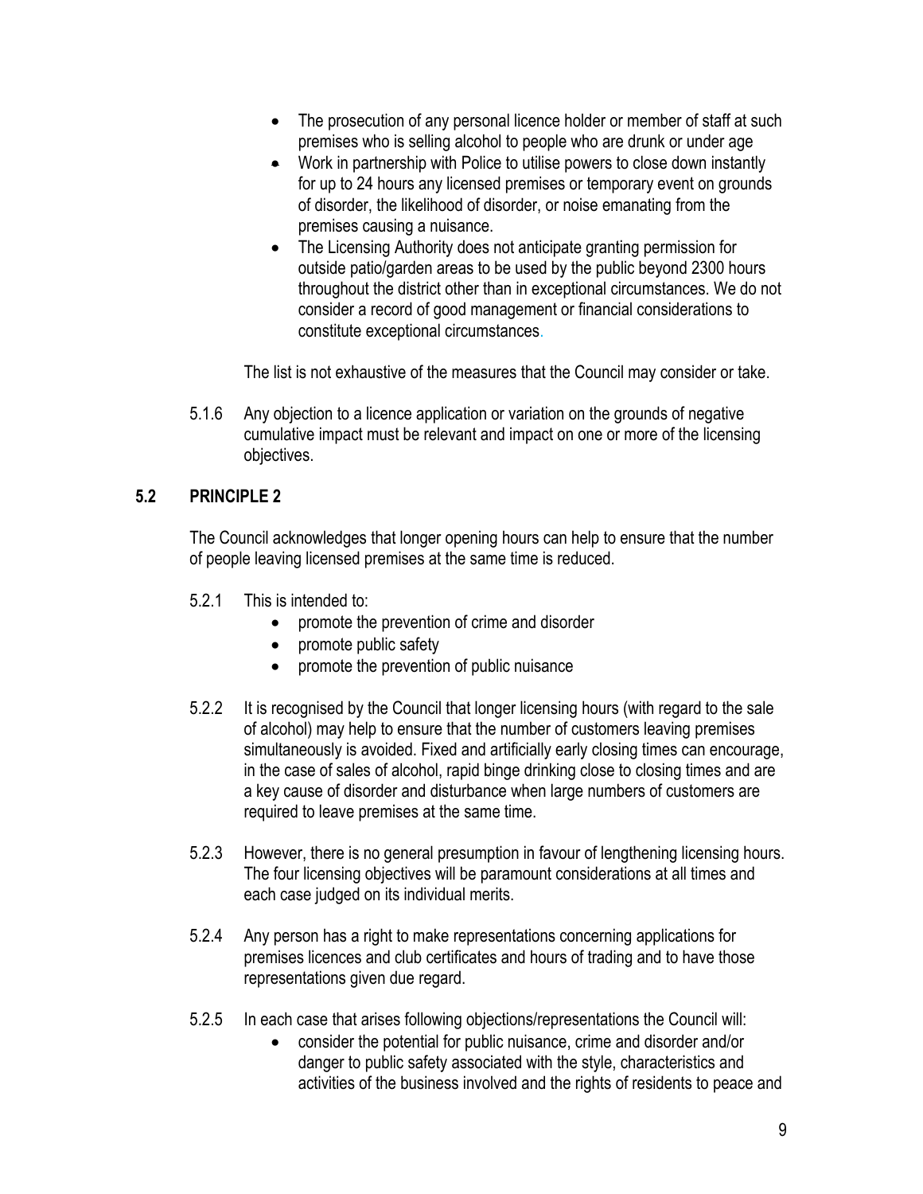- The prosecution of any personal licence holder or member of staff at such premises who is selling alcohol to people who are drunk or under age
- Work in partnership with Police to utilise powers to close down instantly for up to 24 hours any licensed premises or temporary event on grounds of disorder, the likelihood of disorder, or noise emanating from the premises causing a nuisance.
- The Licensing Authority does not anticipate granting permission for outside patio/garden areas to be used by the public beyond 2300 hours throughout the district other than in exceptional circumstances. We do not consider a record of good management or financial considerations to constitute exceptional circumstances.

The list is not exhaustive of the measures that the Council may consider or take.

5.1.6 Any objection to a licence application or variation on the grounds of negative cumulative impact must be relevant and impact on one or more of the licensing objectives.

## 5.2 PRINCIPLE 2

The Council acknowledges that longer opening hours can help to ensure that the number of people leaving licensed premises at the same time is reduced.

5.2.1 This is intended to:

- promote the prevention of crime and disorder
- promote public safety
- promote the prevention of public nuisance

5.2.2 It is recognised by the Council that longer licensing hours (with regard to the sale of alcohol) may help to ensure that the number of customers leaving premises simultaneously is avoided. Fixed and artificially early closing times can encourage, in the case of sales of alcohol, rapid binge drinking close to closing times and are a key cause of disorder and disturbance when large numbers of customers are required to leave premises at the same time.

5.2.3 However, there is no general presumption in favour of lengthening licensing hours. The four licensing objectives will be paramount considerations at all times and each case judged on its individual merits.

5.2.4 Any person has a right to make representations concerning applications for premises licences and club certificates and hours of trading and to have those representations given due regard.

5.2.5 In each case that arises following objections/representations the Council will:

- consider the potential for public nuisance, crime and disorder and/or danger to public safety associated with the style, characteristics and activities of the business involved and the rights of residents to peace and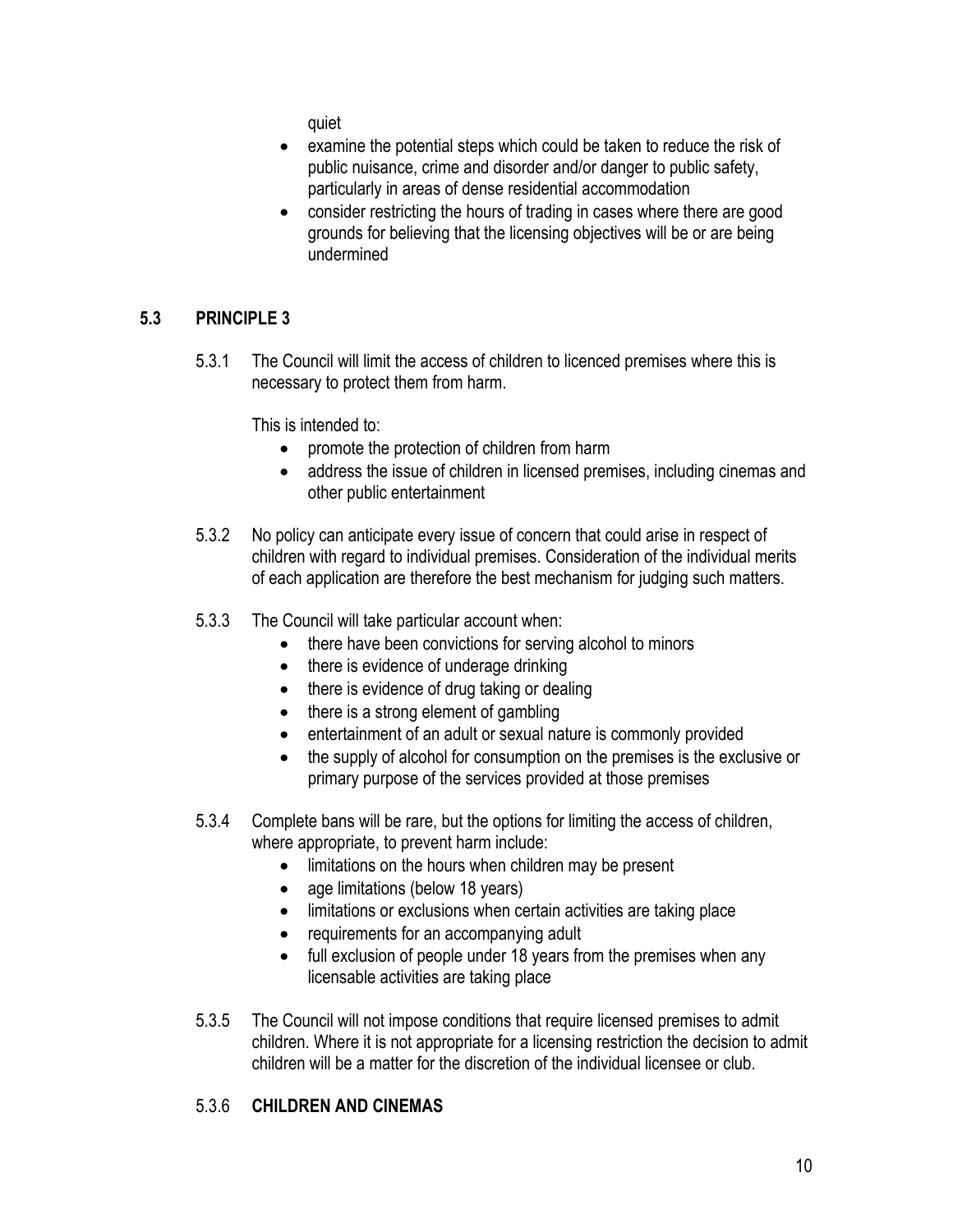quiet

- examine the potential steps which could be taken to reduce the risk of public nuisance, crime and disorder and/or danger to public safety, particularly in areas of dense residential accommodation
- consider restricting the hours of trading in cases where there are good grounds for believing that the licensing objectives will be or are being undermined

## 5.3 PRINCIPLE 3

5.3.1 The Council will limit the access of children to licenced premises where this is necessary to protect them from harm.

This is intended to:

- promote the protection of children from harm
- address the issue of children in licensed premises, including cinemas and other public entertainment

5.3.2 No policy can anticipate every issue of concern that could arise in respect of children with regard to individual premises. Consideration of the individual merits of each application are therefore the best mechanism for judging such matters.

5.3.3 The Council will take particular account when:

- there have been convictions for serving alcohol to minors
- there is evidence of underage drinking
- there is evidence of drug taking or dealing
- there is a strong element of gambling
- entertainment of an adult or sexual nature is commonly provided
- the supply of alcohol for consumption on the premises is the exclusive or primary purpose of the services provided at those premises

5.3.4 Complete bans will be rare, but the options for limiting the access of children, where appropriate, to prevent harm include:

- limitations on the hours when children may be present
- age limitations (below 18 years)
- limitations or exclusions when certain activities are taking place
- requirements for an accompanying adult
- full exclusion of people under 18 years from the premises when any licensable activities are taking place

5.3.5 The Council will not impose conditions that require licensed premises to admit children. Where it is not appropriate for a licensing restriction the decision to admit children will be a matter for the discretion of the individual licensee or club.

5.3.6 **CHILDREN AND CINEMAS**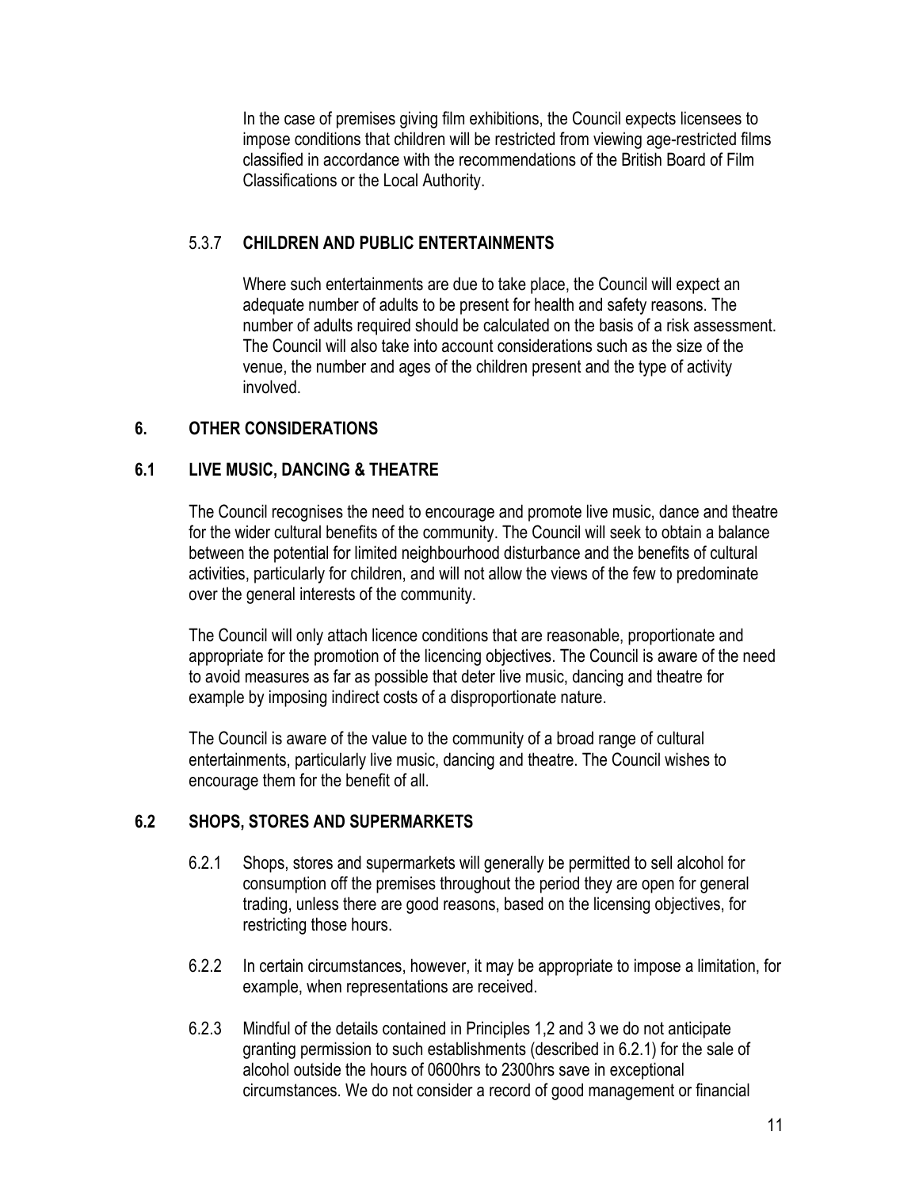In the case of premises giving film exhibitions, the Council expects licensees to impose conditions that children will be restricted from viewing age-restricted films classified in accordance with the recommendations of the British Board of Film Classifications or the Local Authority.

### 5.3.7 CHILDREN AND PUBLIC ENTERTAINMENTS

Where such entertainments are due to take place, the Council will expect an adequate number of adults to be present for health and safety reasons. The number of adults required should be calculated on the basis of a risk assessment. The Council will also take into account considerations such as the size of the venue, the number and ages of the children present and the type of activity involved.

## 6. OTHER CONSIDERATIONS

### 6.1 LIVE MUSIC, DANCING & THEATRE

The Council recognises the need to encourage and promote live music, dance and theatre for the wider cultural benefits of the community. The Council will seek to obtain a balance between the potential for limited neighbourhood disturbance and the benefits of cultural activities, particularly for children, and will not allow the views of the few to predominate over the general interests of the community.

The Council will only attach licence conditions that are reasonable, proportionate and appropriate for the promotion of the licencing objectives. The Council is aware of the need to avoid measures as far as possible that deter live music, dancing and theatre for example by imposing indirect costs of a disproportionate nature.

The Council is aware of the value to the community of a broad range of cultural entertainments, particularly live music, dancing and theatre. The Council wishes to encourage them for the benefit of all.

### 6.2 SHOPS, STORES AND SUPERMARKETS

6.2.1 Shops, stores and supermarkets will generally be permitted to sell alcohol for consumption off the premises throughout the period they are open for general trading, unless there are good reasons, based on the licensing objectives, for restricting those hours.

6.2.2 In certain circumstances, however, it may be appropriate to impose a limitation, for example, when representations are received.

6.2.3 Mindful of the details contained in Principles 1,2 and 3 we do not anticipate granting permission to such establishments (described in 6.2.1) for the sale of alcohol outside the hours of 0600hrs to 2300hrs save in exceptional circumstances. We do not consider a record of good management or financial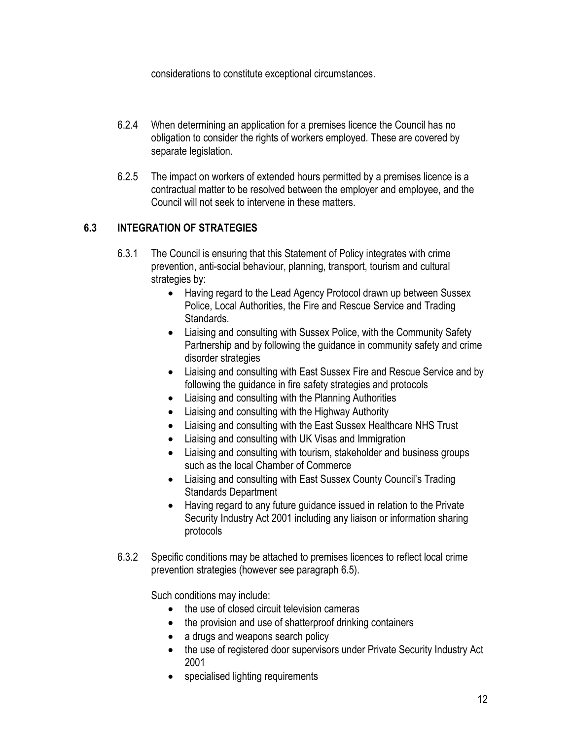considerations to constitute exceptional circumstances.

6.2.4 When determining an application for a premises licence the Council has no obligation to consider the rights of workers employed. These are covered by separate legislation.

6.2.5 The impact on workers of extended hours permitted by a premises licence is a contractual matter to be resolved between the employer and employee, and the Council will not seek to intervene in these matters.

## 6.3 INTEGRATION OF STRATEGIES

6.3.1 The Council is ensuring that this Statement of Policy integrates with crime prevention, anti-social behaviour, planning, transport, tourism and cultural strategies by:

- Having regard to the Lead Agency Protocol drawn up between Sussex Police, Local Authorities, the Fire and Rescue Service and Trading Standards.
- Liaising and consulting with Sussex Police, with the Community Safety Partnership and by following the guidance in community safety and crime disorder strategies
- Liaising and consulting with East Sussex Fire and Rescue Service and by following the guidance in fire safety strategies and protocols
- Liaising and consulting with the Planning Authorities
- Liaising and consulting with the Highway Authority
- Liaising and consulting with the East Sussex Healthcare NHS Trust
- Liaising and consulting with UK Visas and Immigration
- Liaising and consulting with tourism, stakeholder and business groups such as the local Chamber of Commerce
- Liaising and consulting with East Sussex County Council's Trading Standards Department
- Having regard to any future guidance issued in relation to the Private Security Industry Act 2001 including any liaison or information sharing protocols

6.3.2 Specific conditions may be attached to premises licences to reflect local crime prevention strategies (however see paragraph 6.5).

Such conditions may include:

- the use of closed circuit television cameras
- the provision and use of shatterproof drinking containers
- a drugs and weapons search policy
- the use of registered door supervisors under Private Security Industry Act 2001
- specialised lighting requirements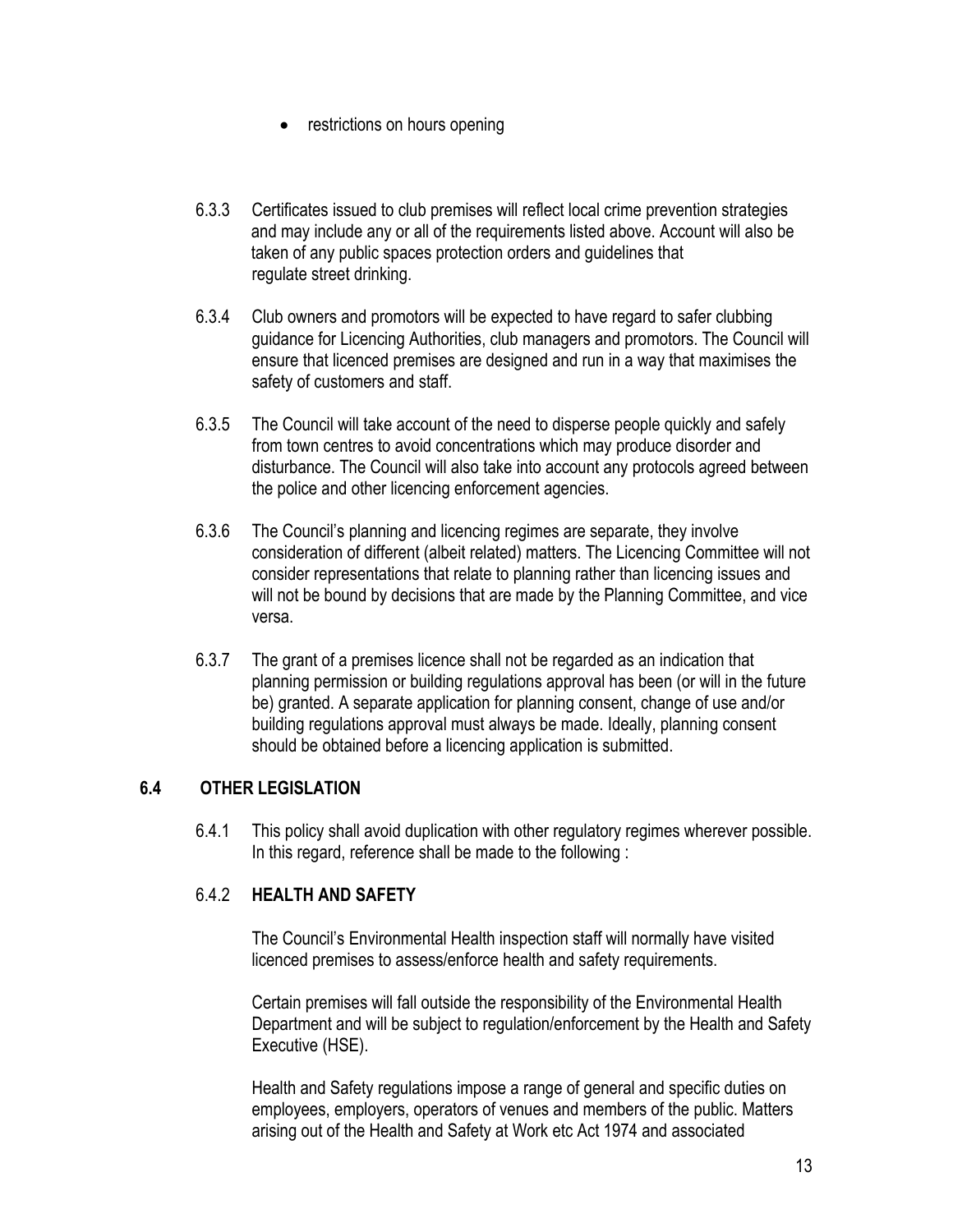- restrictions on hours opening

6.3.3 Certificates issued to club premises will reflect local crime prevention strategies and may include any or all of the requirements listed above. Account will also be taken of any public spaces protection orders and guidelines that regulate street drinking.

6.3.4 Club owners and promotors will be expected to have regard to safer clubbing guidance for Licencing Authorities, club managers and promotors. The Council will ensure that licenced premises are designed and run in a way that maximises the safety of customers and staff.

6.3.5 The Council will take account of the need to disperse people quickly and safely from town centres to avoid concentrations which may produce disorder and disturbance. The Council will also take into account any protocols agreed between the police and other licencing enforcement agencies.

6.3.6 The Council's planning and licencing regimes are separate, they involve consideration of different (albeit related) matters. The Licencing Committee will not consider representations that relate to planning rather than licencing issues and will not be bound by decisions that are made by the Planning Committee, and vice versa.

6.3.7 The grant of a premises licence shall not be regarded as an indication that planning permission or building regulations approval has been (or will in the future be) granted. A separate application for planning consent, change of use and/or building regulations approval must always be made. Ideally, planning consent should be obtained before a licencing application is submitted.

## 6.4 OTHER LEGISLATION

6.4.1 This policy shall avoid duplication with other regulatory regimes wherever possible. In this regard, reference shall be made to the following :

### 6.4.2 HEALTH AND SAFETY

The Council's Environmental Health inspection staff will normally have visited licenced premises to assess/enforce health and safety requirements.

Certain premises will fall outside the responsibility of the Environmental Health Department and will be subject to regulation/enforcement by the Health and Safety Executive (HSE).

Health and Safety regulations impose a range of general and specific duties on employees, employers, operators of venues and members of the public. Matters arising out of the Health and Safety at Work etc Act 1974 and associated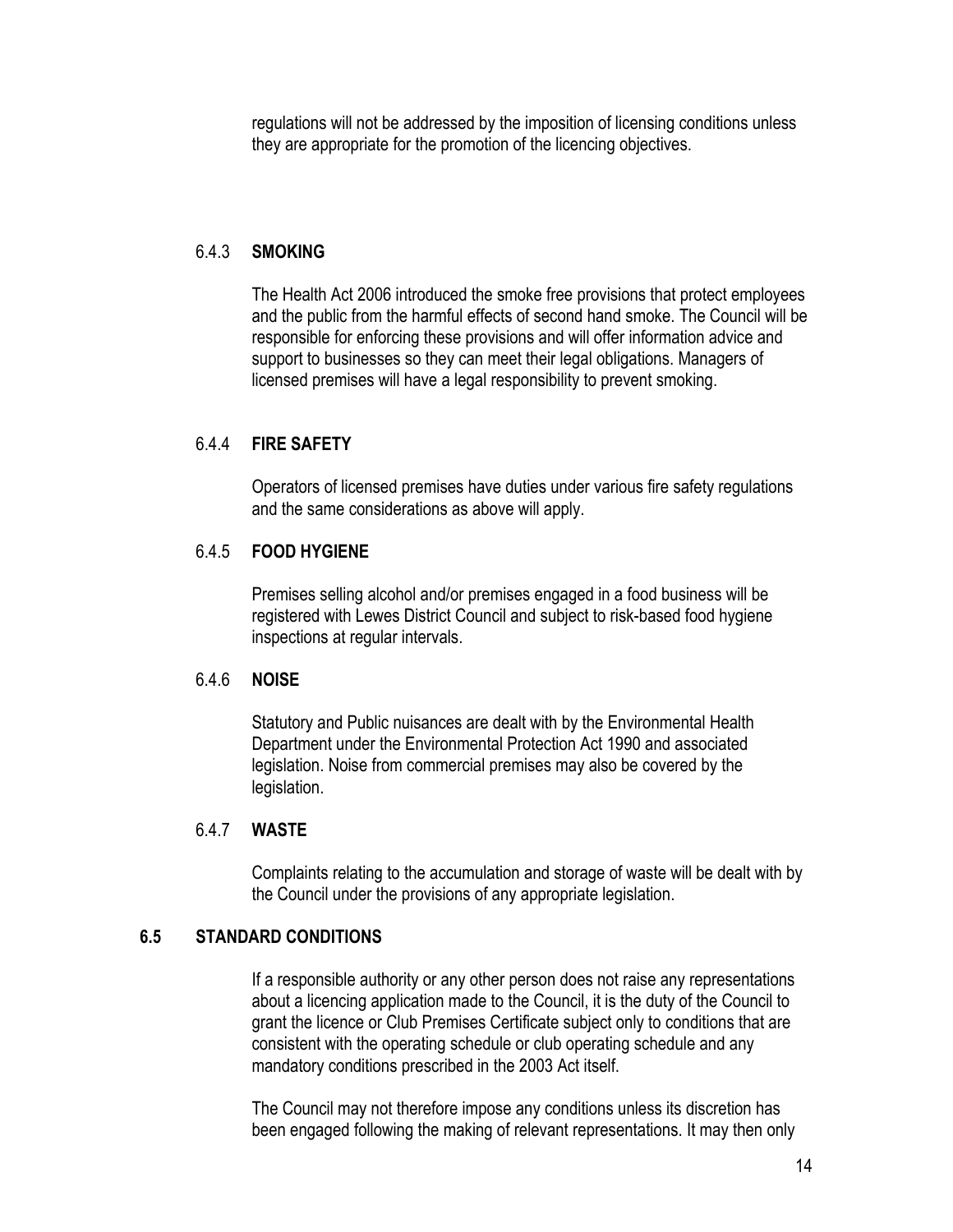regulations will not be addressed by the imposition of licensing conditions unless they are appropriate for the promotion of the licencing objectives.

### 6.4.3 SMOKING

The Health Act 2006 introduced the smoke free provisions that protect employees and the public from the harmful effects of second hand smoke. The Council will be responsible for enforcing these provisions and will offer information advice and support to businesses so they can meet their legal obligations. Managers of licensed premises will have a legal responsibility to prevent smoking.

### 6.4.4 FIRE SAFETY

Operators of licensed premises have duties under various fire safety regulations and the same considerations as above will apply.

### 6.4.5 FOOD HYGIENE

Premises selling alcohol and/or premises engaged in a food business will be registered with Lewes District Council and subject to risk-based food hygiene inspections at regular intervals.

### 6.4.6 NOISE

Statutory and Public nuisances are dealt with by the Environmental Health Department under the Environmental Protection Act 1990 and associated legislation. Noise from commercial premises may also be covered by the legislation.

### 6.4.7 WASTE

Complaints relating to the accumulation and storage of waste will be dealt with by the Council under the provisions of any appropriate legislation.

## 6.5 STANDARD CONDITIONS

If a responsible authority or any other person does not raise any representations about a licencing application made to the Council, it is the duty of the Council to grant the licence or Club Premises Certificate subject only to conditions that are consistent with the operating schedule or club operating schedule and any mandatory conditions prescribed in the 2003 Act itself.

The Council may not therefore impose any conditions unless its discretion has been engaged following the making of relevant representations. It may then only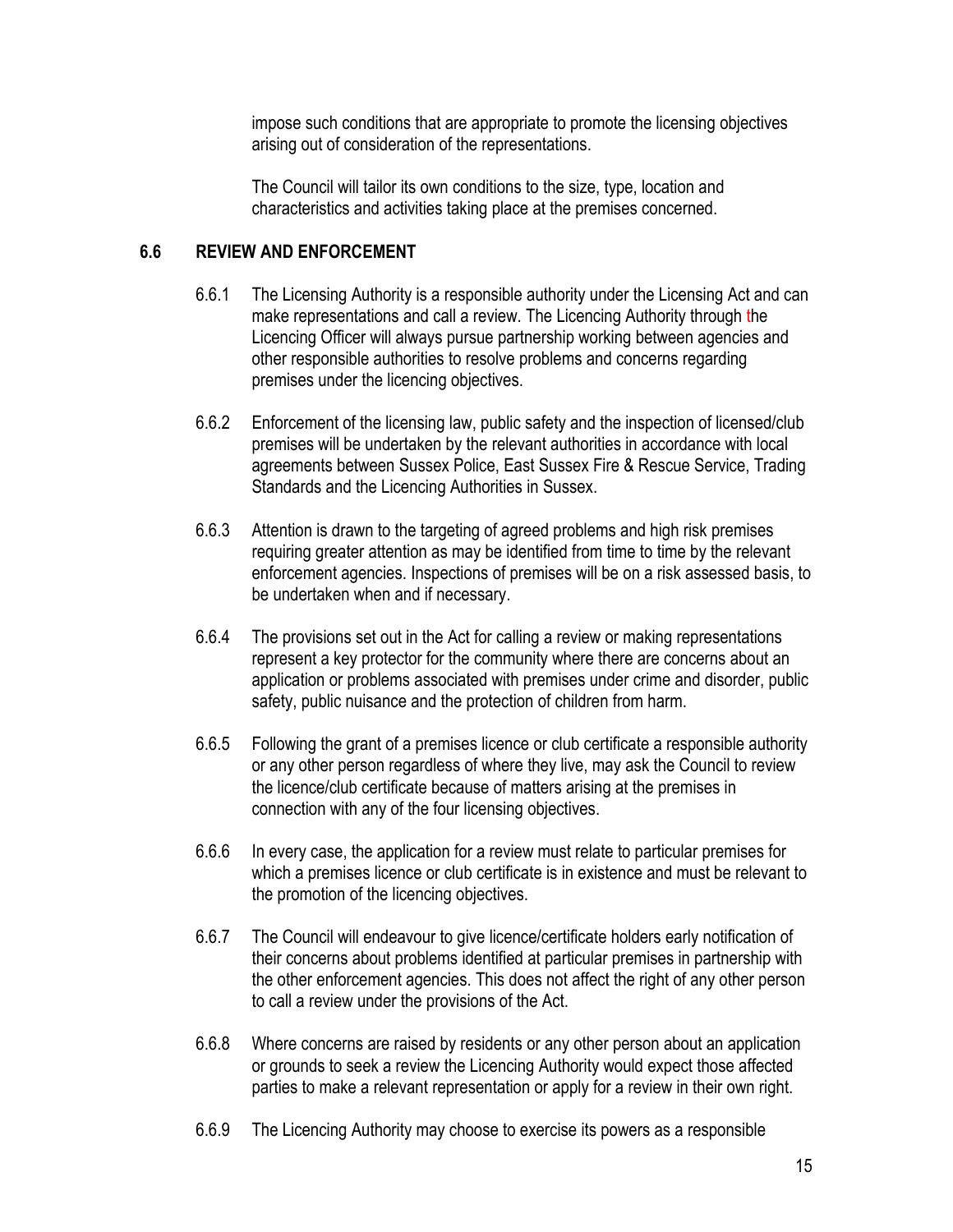impose such conditions that are appropriate to promote the licensing objectives arising out of consideration of the representations.

The Council will tailor its own conditions to the size, type, location and characteristics and activities taking place at the premises concerned.

## 6.6 REVIEW AND ENFORCEMENT

6.6.1 The Licensing Authority is a responsible authority under the Licensing Act and can make representations and call a review. The Licencing Authority through the Licencing Officer will always pursue partnership working between agencies and other responsible authorities to resolve problems and concerns regarding premises under the licencing objectives.

6.6.2 Enforcement of the licensing law, public safety and the inspection of licensed/club premises will be undertaken by the relevant authorities in accordance with local agreements between Sussex Police, East Sussex Fire & Rescue Service, Trading Standards and the Licencing Authorities in Sussex.

6.6.3 Attention is drawn to the targeting of agreed problems and high risk premises requiring greater attention as may be identified from time to time by the relevant enforcement agencies. Inspections of premises will be on a risk assessed basis, to be undertaken when and if necessary.

6.6.4 The provisions set out in the Act for calling a review or making representations represent a key protector for the community where there are concerns about an application or problems associated with premises under crime and disorder, public safety, public nuisance and the protection of children from harm.

6.6.5 Following the grant of a premises licence or club certificate a responsible authority or any other person regardless of where they live, may ask the Council to review the licence/club certificate because of matters arising at the premises in connection with any of the four licensing objectives.

6.6.6 In every case, the application for a review must relate to particular premises for which a premises licence or club certificate is in existence and must be relevant to the promotion of the licencing objectives.

6.6.7 The Council will endeavour to give licence/certificate holders early notification of their concerns about problems identified at particular premises in partnership with the other enforcement agencies. This does not affect the right of any other person to call a review under the provisions of the Act.

6.6.8 Where concerns are raised by residents or any other person about an application or grounds to seek a review the Licencing Authority would expect those affected parties to make a relevant representation or apply for a review in their own right.

6.6.9 The Licencing Authority may choose to exercise its powers as a responsible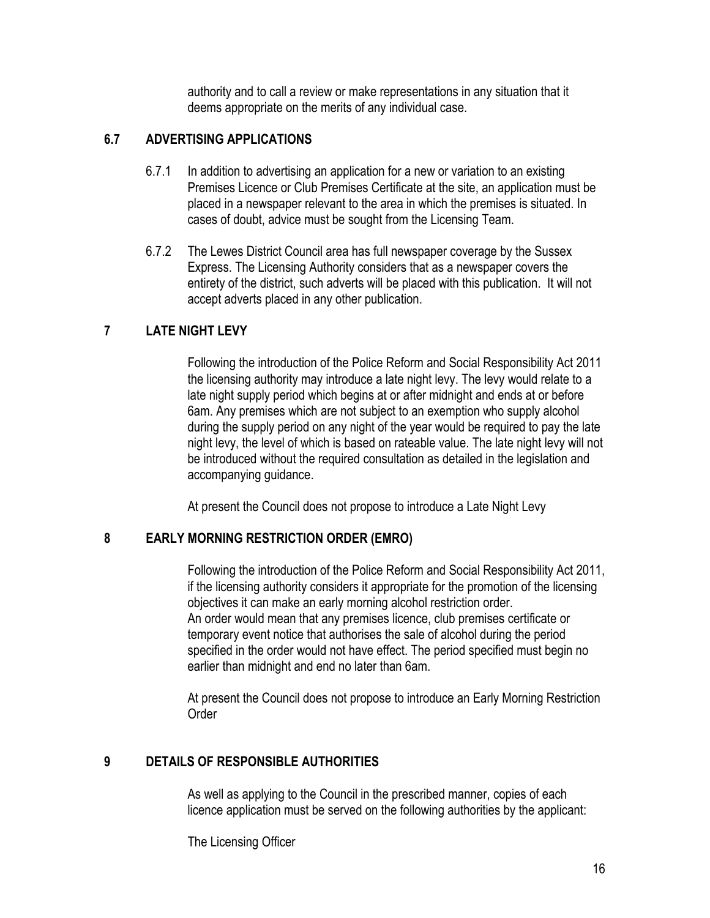authority and to call a review or make representations in any situation that it deems appropriate on the merits of any individual case.

## 6.7 ADVERTISING APPLICATIONS

6.7.1 In addition to advertising an application for a new or variation to an existing Premises Licence or Club Premises Certificate at the site, an application must be placed in a newspaper relevant to the area in which the premises is situated. In cases of doubt, advice must be sought from the Licensing Team.

6.7.2 The Lewes District Council area has full newspaper coverage by the Sussex Express. The Licensing Authority considers that as a newspaper covers the entirety of the district, such adverts will be placed with this publication. It will not accept adverts placed in any other publication.

# 7 LATE NIGHT LEVY

Following the introduction of the Police Reform and Social Responsibility Act 2011 the licensing authority may introduce a late night levy. The levy would relate to a late night supply period which begins at or after midnight and ends at or before 6am. Any premises which are not subject to an exemption who supply alcohol during the supply period on any night of the year would be required to pay the late night levy, the level of which is based on rateable value. The late night levy will not be introduced without the required consultation as detailed in the legislation and accompanying guidance.

At present the Council does not propose to introduce a Late Night Levy

# 8 EARLY MORNING RESTRICTION ORDER (EMRO)

Following the introduction of the Police Reform and Social Responsibility Act 2011, if the licensing authority considers it appropriate for the promotion of the licensing objectives it can make an early morning alcohol restriction order.
An order would mean that any premises licence, club premises certificate or temporary event notice that authorises the sale of alcohol during the period specified in the order would not have effect. The period specified must begin no earlier than midnight and end no later than 6am.

At present the Council does not propose to introduce an Early Morning Restriction Order

# 9 DETAILS OF RESPONSIBLE AUTHORITIES

As well as applying to the Council in the prescribed manner, copies of each licence application must be served on the following authorities by the applicant:

The Licensing Officer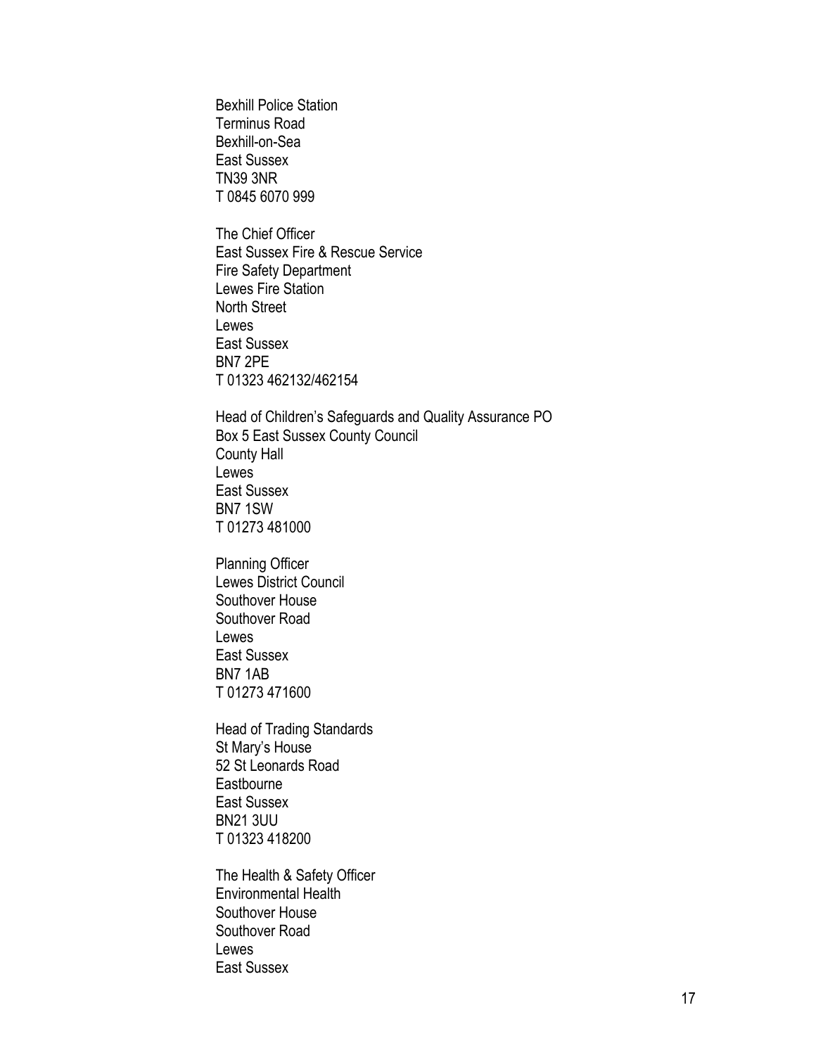Bexhill Police Station
Terminus Road
Bexhill-on-Sea
East Sussex
TN39 3NR
T 0845 6070 999

The Chief Officer
East Sussex Fire & Rescue Service
Fire Safety Department
Lewes Fire Station
North Street
Lewes
East Sussex
BN7 2PE
T 01323 462132/462154

Head of Children's Safeguards and Quality Assurance PO
Box 5 East Sussex County Council
County Hall
Lewes
East Sussex
BN7 1SW
T 01273 481000

Planning Officer
Lewes District Council
Southover House
Southover Road
Lewes
East Sussex
BN7 1AB
T 01273 471600

Head of Trading Standards
St Mary's House
52 St Leonards Road
Eastbourne
East Sussex
BN21 3UU
T 01323 418200

The Health & Safety Officer
Environmental Health
Southover House
Southover Road
Lewes
East Sussex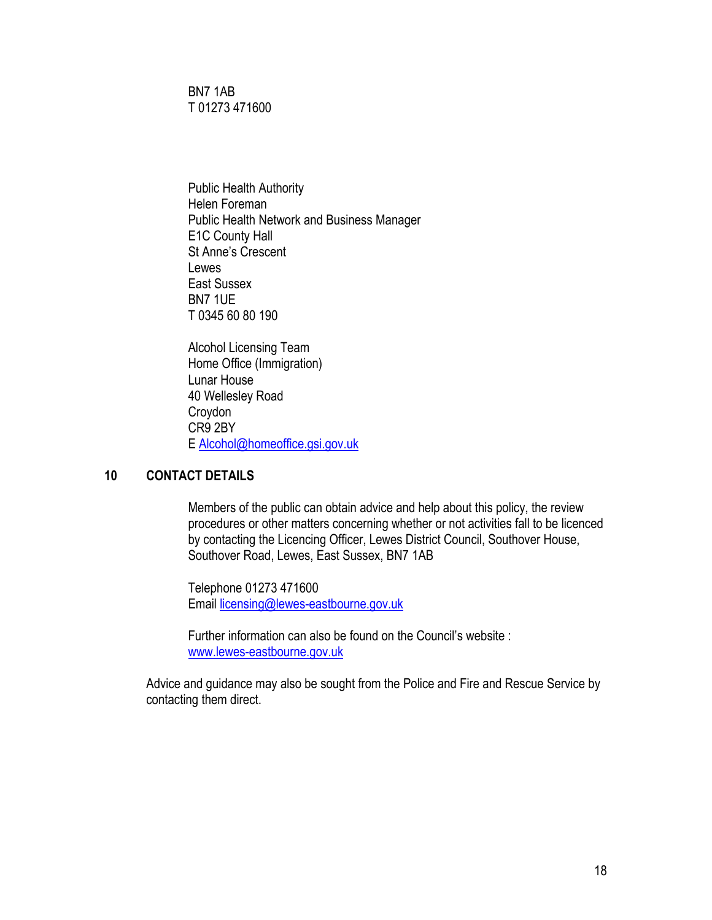BN7 1AB
T 01273 471600

Public Health Authority
Helen Foreman
Public Health Network and Business Manager
E1C County Hall
St Anne's Crescent
Lewes
East Sussex
BN7 1UE
T 0345 60 80 190

Alcohol Licensing Team
Home Office (Immigration)
Lunar House
40 Wellesley Road
Croydon
CR9 2BY
E Alcohol@homeoffice.gsi.gov.uk

## 10 CONTACT DETAILS

Members of the public can obtain advice and help about this policy, the review procedures or other matters concerning whether or not activities fall to be licenced by contacting the Licencing Officer, Lewes District Council, Southover House, Southover Road, Lewes, East Sussex, BN7 1AB

Telephone 01273 471600
Email licensing@lewes-eastbourne.gov.uk

Further information can also be found on the Council's website :
www.lewes-eastbourne.gov.uk

Advice and guidance may also be sought from the Police and Fire and Rescue Service by contacting them direct.